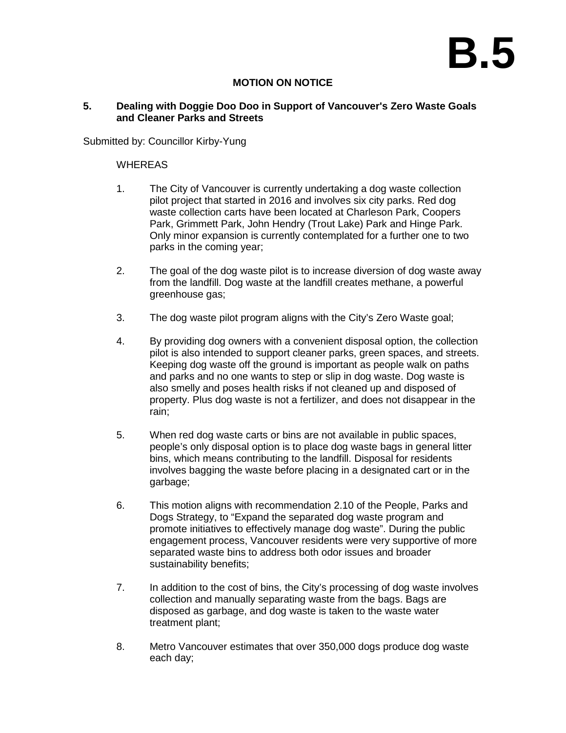# B.5

**MOTION ON NOTICE**

**5. Dealing with Doggie Doo Doo in Support of Vancouver's Zero Waste Goals and Cleaner Parks and Streets**

Submitted by: Councillor Kirby-Yung

WHEREAS

1. The City of Vancouver is currently undertaking a dog waste collection pilot project that started in 2016 and involves six city parks. Red dog waste collection carts have been located at Charleson Park, Coopers Park, Grimmett Park, John Hendry (Trout Lake) Park and Hinge Park. Only minor expansion is currently contemplated for a further one to two parks in the coming year;

2. The goal of the dog waste pilot is to increase diversion of dog waste away from the landfill. Dog waste at the landfill creates methane, a powerful greenhouse gas;

3. The dog waste pilot program aligns with the City's Zero Waste goal;

4. By providing dog owners with a convenient disposal option, the collection pilot is also intended to support cleaner parks, green spaces, and streets. Keeping dog waste off the ground is important as people walk on paths and parks and no one wants to step or slip in dog waste. Dog waste is also smelly and poses health risks if not cleaned up and disposed of property. Plus dog waste is not a fertilizer, and does not disappear in the rain;

5. When red dog waste carts or bins are not available in public spaces, people's only disposal option is to place dog waste bags in general litter bins, which means contributing to the landfill. Disposal for residents involves bagging the waste before placing in a designated cart or in the garbage;

6. This motion aligns with recommendation 2.10 of the People, Parks and Dogs Strategy, to "Expand the separated dog waste program and promote initiatives to effectively manage dog waste". During the public engagement process, Vancouver residents were very supportive of more separated waste bins to address both odor issues and broader sustainability benefits;

7. In addition to the cost of bins, the City's processing of dog waste involves collection and manually separating waste from the bags. Bags are disposed as garbage, and dog waste is taken to the waste water treatment plant;

8. Metro Vancouver estimates that over 350,000 dogs produce dog waste each day;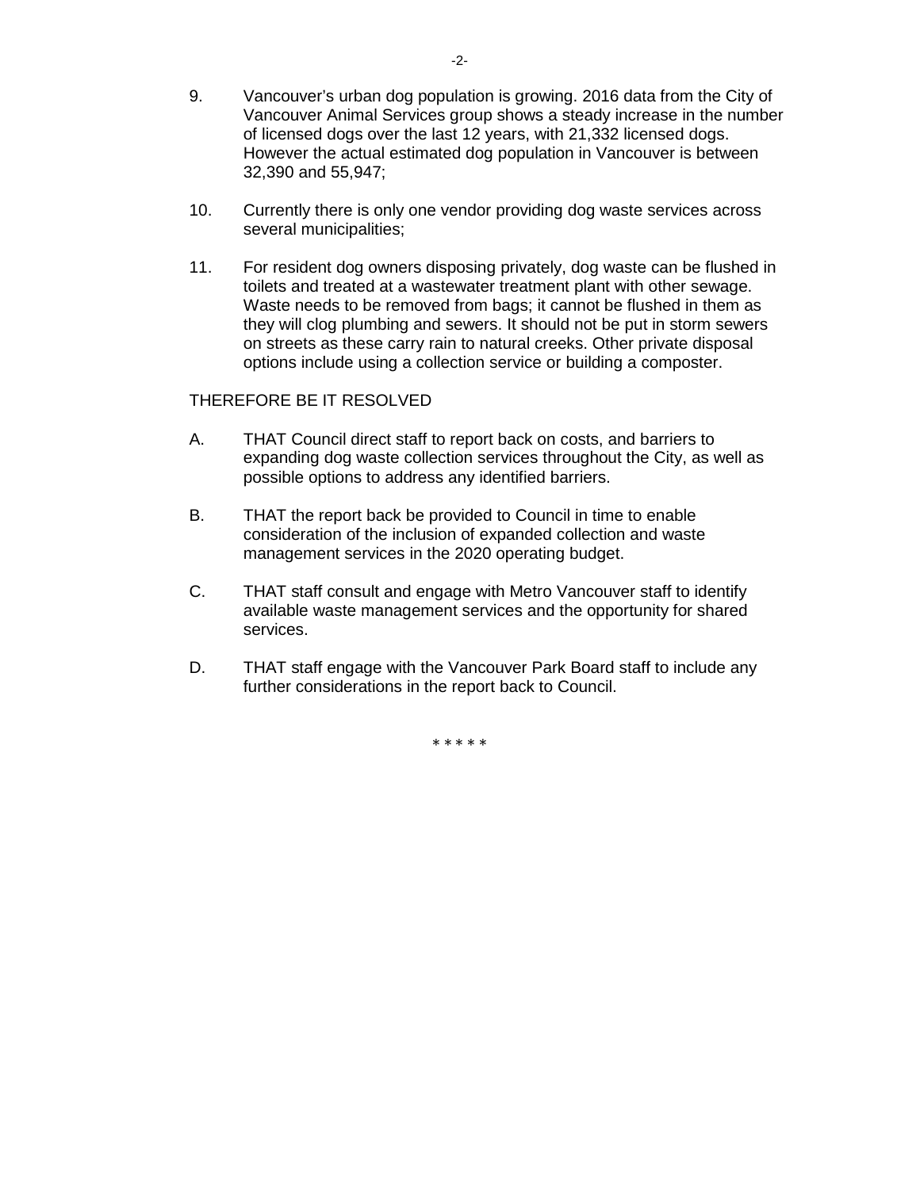9. Vancouver's urban dog population is growing. 2016 data from the City of Vancouver Animal Services group shows a steady increase in the number of licensed dogs over the last 12 years, with 21,332 licensed dogs. However the actual estimated dog population in Vancouver is between 32,390 and 55,947;

10. Currently there is only one vendor providing dog waste services across several municipalities;

11. For resident dog owners disposing privately, dog waste can be flushed in toilets and treated at a wastewater treatment plant with other sewage. Waste needs to be removed from bags; it cannot be flushed in them as they will clog plumbing and sewers. It should not be put in storm sewers on streets as these carry rain to natural creeks. Other private disposal options include using a collection service or building a composter.

THEREFORE BE IT RESOLVED

A. THAT Council direct staff to report back on costs, and barriers to expanding dog waste collection services throughout the City, as well as possible options to address any identified barriers.

B. THAT the report back be provided to Council in time to enable consideration of the inclusion of expanded collection and waste management services in the 2020 operating budget.

C. THAT staff consult and engage with Metro Vancouver staff to identify available waste management services and the opportunity for shared services.

D. THAT staff engage with the Vancouver Park Board staff to include any further considerations in the report back to Council.

* * * * *